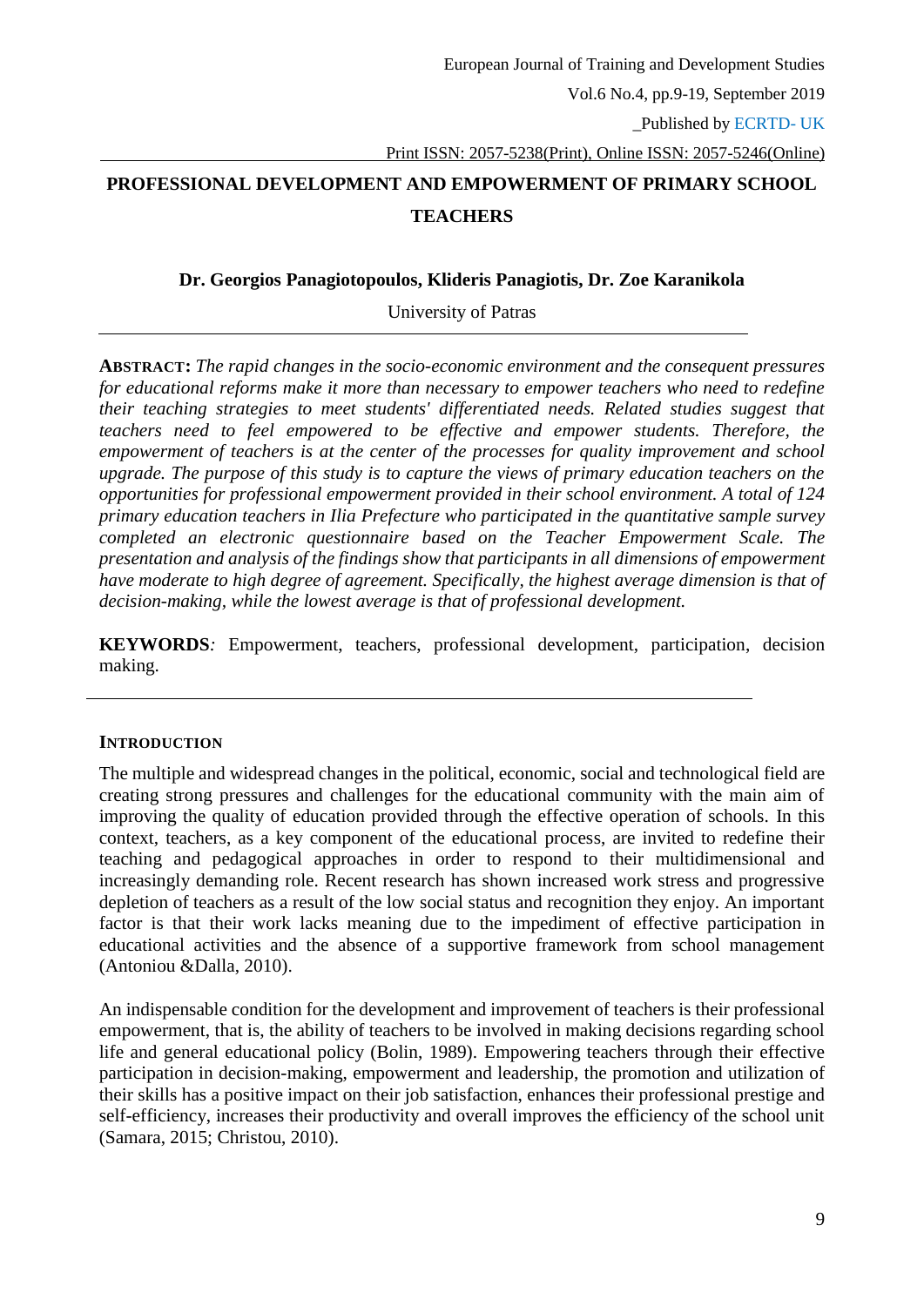# PROFESSIONAL DEVELOPMENT AND EMPOWERMENT OF PRIMARY SCHOOL TEACHERS

**Dr. Georgios Panagiotopoulos, Klideris Panagiotis, Dr. Zoe Karanikola**

University of Patras

**ABSTRACT:** *The rapid changes in the socio-economic environment and the consequent pressures for educational reforms make it more than necessary to empower teachers who need to redefine their teaching strategies to meet students' differentiated needs. Related studies suggest that teachers need to feel empowered to be effective and empower students. Therefore, the empowerment of teachers is at the center of the processes for quality improvement and school upgrade. The purpose of this study is to capture the views of primary education teachers on the opportunities for professional empowerment provided in their school environment. A total of 124 primary education teachers in Ilia Prefecture who participated in the quantitative sample survey completed an electronic questionnaire based on the Teacher Empowerment Scale. The presentation and analysis of the findings show that participants in all dimensions of empowerment have moderate to high degree of agreement. Specifically, the highest average dimension is that of decision-making, while the lowest average is that of professional development.*

**KEYWORDS***:* Empowerment, teachers, professional development, participation, decision making.

## INTRODUCTION

The multiple and widespread changes in the political, economic, social and technological field are creating strong pressures and challenges for the educational community with the main aim of improving the quality of education provided through the effective operation of schools. In this context, teachers, as a key component of the educational process, are invited to redefine their teaching and pedagogical approaches in order to respond to their multidimensional and increasingly demanding role. Recent research has shown increased work stress and progressive depletion of teachers as a result of the low social status and recognition they enjoy. An important factor is that their work lacks meaning due to the impediment of effective participation in educational activities and the absence of a supportive framework from school management (Antoniou &Dalla, 2010).

An indispensable condition for the development and improvement of teachers is their professional empowerment, that is, the ability of teachers to be involved in making decisions regarding school life and general educational policy (Bolin, 1989). Empowering teachers through their effective participation in decision-making, empowerment and leadership, the promotion and utilization of their skills has a positive impact on their job satisfaction, enhances their professional prestige and self-efficiency, increases their productivity and overall improves the efficiency of the school unit (Samara, 2015; Christou, 2010).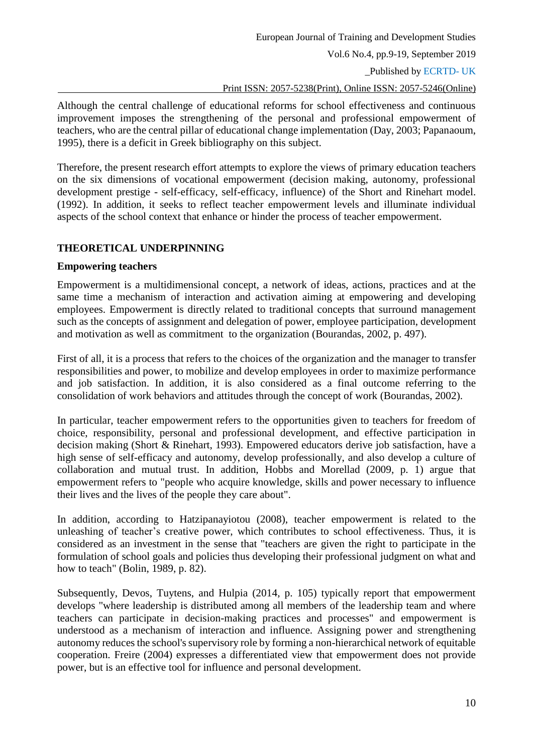Although the central challenge of educational reforms for school effectiveness and continuous improvement imposes the strengthening of the personal and professional empowerment of teachers, who are the central pillar of educational change implementation (Day, 2003; Papanaoum, 1995), there is a deficit in Greek bibliography on this subject.

Therefore, the present research effort attempts to explore the views of primary education teachers on the six dimensions of vocational empowerment (decision making, autonomy, professional development prestige - self-efficacy, self-efficacy, influence) of the Short and Rinehart model. (1992). In addition, it seeks to reflect teacher empowerment levels and illuminate individual aspects of the school context that enhance or hinder the process of teacher empowerment.

## THEORETICAL UNDERPINNING

### Empowering teachers

Empowerment is a multidimensional concept, a network of ideas, actions, practices and at the same time a mechanism of interaction and activation aiming at empowering and developing employees. Empowerment is directly related to traditional concepts that surround management such as the concepts of assignment and delegation of power, employee participation, development and motivation as well as commitment to the organization (Bourandas, 2002, p. 497).

First of all, it is a process that refers to the choices of the organization and the manager to transfer responsibilities and power, to mobilize and develop employees in order to maximize performance and job satisfaction. In addition, it is also considered as a final outcome referring to the consolidation of work behaviors and attitudes through the concept of work (Bourandas, 2002).

In particular, teacher empowerment refers to the opportunities given to teachers for freedom of choice, responsibility, personal and professional development, and effective participation in decision making (Short & Rinehart, 1993). Empowered educators derive job satisfaction, have a high sense of self-efficacy and autonomy, develop professionally, and also develop a culture of collaboration and mutual trust. In addition, Hobbs and Morellad (2009, p. 1) argue that empowerment refers to "people who acquire knowledge, skills and power necessary to influence their lives and the lives of the people they care about".

In addition, according to Hatzipanayiotou (2008), teacher empowerment is related to the unleashing of teacher's creative power, which contributes to school effectiveness. Thus, it is considered as an investment in the sense that "teachers are given the right to participate in the formulation of school goals and policies thus developing their professional judgment on what and how to teach" (Bolin, 1989, p. 82).

Subsequently, Devos, Tuytens, and Hulpia (2014, p. 105) typically report that empowerment develops "where leadership is distributed among all members of the leadership team and where teachers can participate in decision-making practices and processes" and empowerment is understood as a mechanism of interaction and influence. Assigning power and strengthening autonomy reduces the school's supervisory role by forming a non-hierarchical network of equitable cooperation. Freire (2004) expresses a differentiated view that empowerment does not provide power, but is an effective tool for influence and personal development.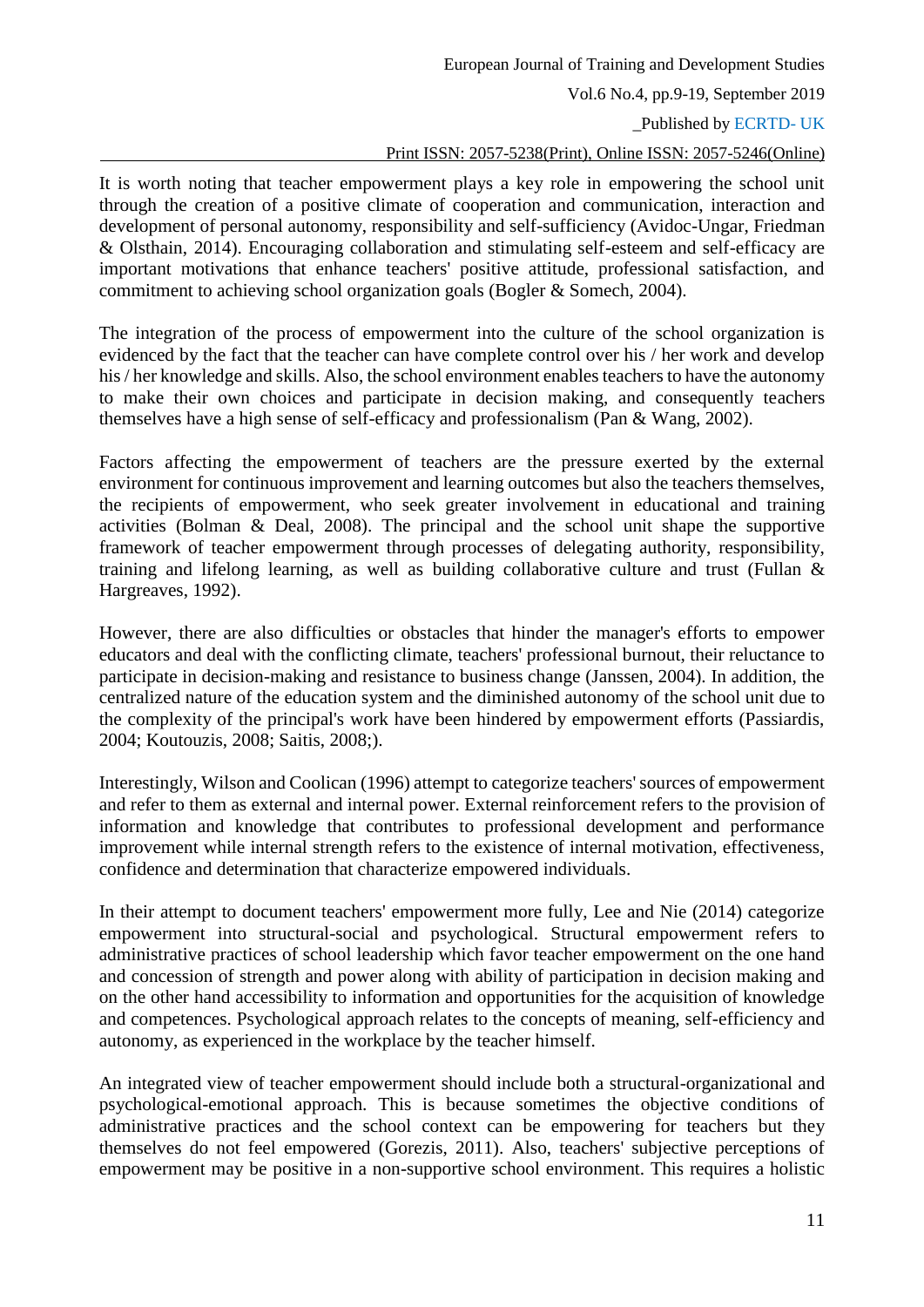It is worth noting that teacher empowerment plays a key role in empowering the school unit through the creation of a positive climate of cooperation and communication, interaction and development of personal autonomy, responsibility and self-sufficiency (Avidoc-Ungar, Friedman & Olsthain, 2014). Encouraging collaboration and stimulating self-esteem and self-efficacy are important motivations that enhance teachers' positive attitude, professional satisfaction, and commitment to achieving school organization goals (Bogler & Somech, 2004).

The integration of the process of empowerment into the culture of the school organization is evidenced by the fact that the teacher can have complete control over his / her work and develop his / her knowledge and skills. Also, the school environment enables teachers to have the autonomy to make their own choices and participate in decision making, and consequently teachers themselves have a high sense of self-efficacy and professionalism (Pan & Wang, 2002).

Factors affecting the empowerment of teachers are the pressure exerted by the external environment for continuous improvement and learning outcomes but also the teachers themselves, the recipients of empowerment, who seek greater involvement in educational and training activities (Bolman & Deal, 2008). The principal and the school unit shape the supportive framework of teacher empowerment through processes of delegating authority, responsibility, training and lifelong learning, as well as building collaborative culture and trust (Fullan & Hargreaves, 1992).

However, there are also difficulties or obstacles that hinder the manager's efforts to empower educators and deal with the conflicting climate, teachers' professional burnout, their reluctance to participate in decision-making and resistance to business change (Janssen, 2004). In addition, the centralized nature of the education system and the diminished autonomy of the school unit due to the complexity of the principal's work have been hindered by empowerment efforts (Passiardis, 2004; Koutouzis, 2008; Saitis, 2008;).

Interestingly, Wilson and Coolican (1996) attempt to categorize teachers' sources of empowerment and refer to them as external and internal power. External reinforcement refers to the provision of information and knowledge that contributes to professional development and performance improvement while internal strength refers to the existence of internal motivation, effectiveness, confidence and determination that characterize empowered individuals.

In their attempt to document teachers' empowerment more fully, Lee and Nie (2014) categorize empowerment into structural-social and psychological. Structural empowerment refers to administrative practices of school leadership which favor teacher empowerment on the one hand and concession of strength and power along with ability of participation in decision making and on the other hand accessibility to information and opportunities for the acquisition of knowledge and competences. Psychological approach relates to the concepts of meaning, self-efficiency and autonomy, as experienced in the workplace by the teacher himself.

An integrated view of teacher empowerment should include both a structural-organizational and psychological-emotional approach. This is because sometimes the objective conditions of administrative practices and the school context can be empowering for teachers but they themselves do not feel empowered (Gorezis, 2011). Also, teachers' subjective perceptions of empowerment may be positive in a non-supportive school environment. This requires a holistic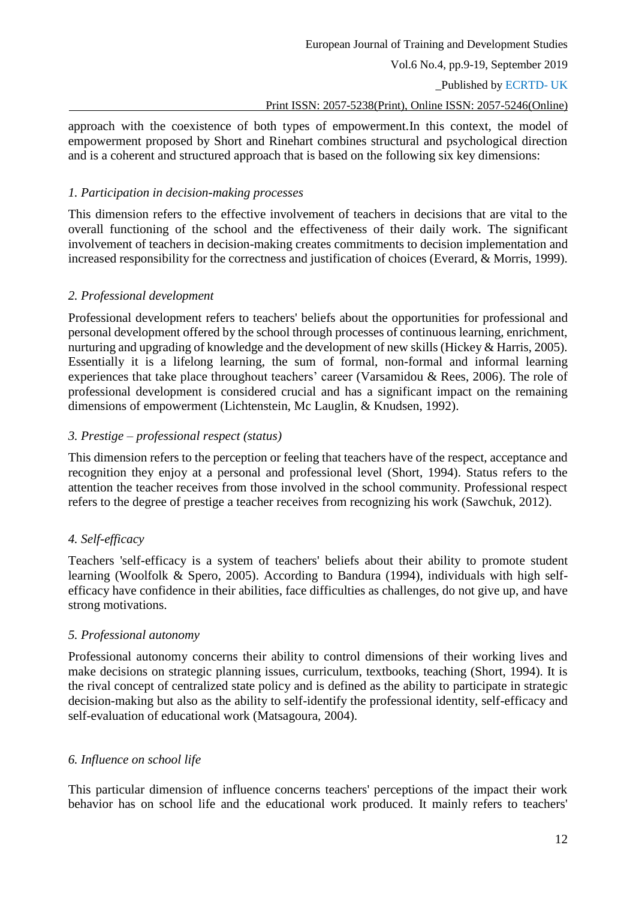approach with the coexistence of both types of empowerment.In this context, the model of empowerment proposed by Short and Rinehart combines structural and psychological direction and is a coherent and structured approach that is based on the following six key dimensions:

*1. Participation in decision-making processes*

This dimension refers to the effective involvement of teachers in decisions that are vital to the overall functioning of the school and the effectiveness of their daily work. The significant involvement of teachers in decision-making creates commitments to decision implementation and increased responsibility for the correctness and justification of choices (Everard, & Morris, 1999).

*2. Professional development*

Professional development refers to teachers' beliefs about the opportunities for professional and personal development offered by the school through processes of continuous learning, enrichment, nurturing and upgrading of knowledge and the development of new skills (Hickey & Harris, 2005). Essentially it is a lifelong learning, the sum of formal, non-formal and informal learning experiences that take place throughout teachers' career (Varsamidou & Rees, 2006). The role of professional development is considered crucial and has a significant impact on the remaining dimensions of empowerment (Lichtenstein, Mc Laughlin, & Knudsen, 1992).

*3. Prestige – professional respect (status)*

This dimension refers to the perception or feeling that teachers have of the respect, acceptance and recognition they enjoy at a personal and professional level (Short, 1994). Status refers to the attention the teacher receives from those involved in the school community. Professional respect refers to the degree of prestige a teacher receives from recognizing his work (Sawchuk, 2012).

*4. Self-efficacy*

Teachers 'self-efficacy is a system of teachers' beliefs about their ability to promote student learning (Woolfolk & Spero, 2005). According to Bandura (1994), individuals with high self-efficacy have confidence in their abilities, face difficulties as challenges, do not give up, and have strong motivations.

*5. Professional autonomy*

Professional autonomy concerns their ability to control dimensions of their working lives and make decisions on strategic planning issues, curriculum, textbooks, teaching (Short, 1994). It is the rival concept of centralized state policy and is defined as the ability to participate in strategic decision-making but also as the ability to self-identify the professional identity, self-efficacy and self-evaluation of educational work (Matsagoura, 2004).

*6. Influence on school life*

This particular dimension of influence concerns teachers' perceptions of the impact their work behavior has on school life and the educational work produced. It mainly refers to teachers'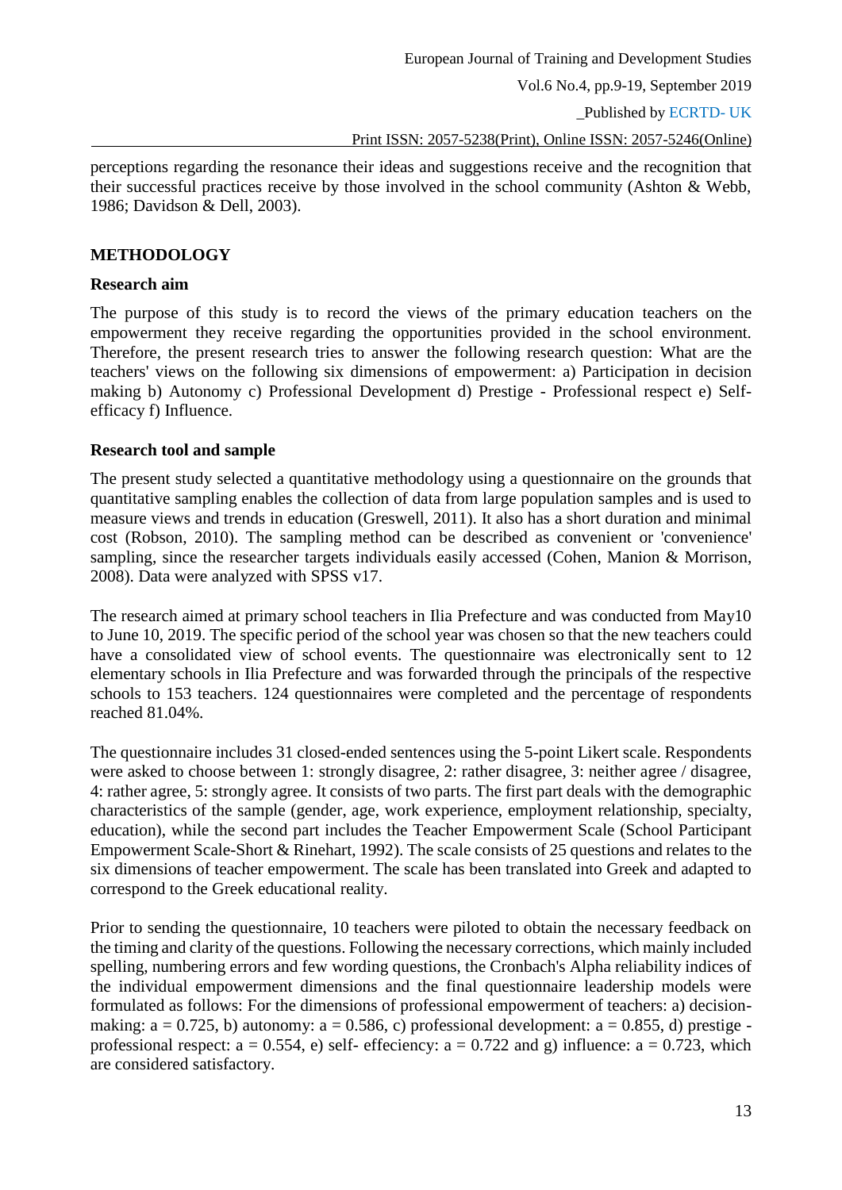perceptions regarding the resonance their ideas and suggestions receive and the recognition that their successful practices receive by those involved in the school community (Ashton & Webb, 1986; Davidson & Dell, 2003).

## METHODOLOGY

### Research aim

The purpose of this study is to record the views of the primary education teachers on the empowerment they receive regarding the opportunities provided in the school environment. Therefore, the present research tries to answer the following research question: What are the teachers' views on the following six dimensions of empowerment: a) Participation in decision making b) Autonomy c) Professional Development d) Prestige - Professional respect e) Self-efficacy f) Influence.

### Research tool and sample

The present study selected a quantitative methodology using a questionnaire on the grounds that quantitative sampling enables the collection of data from large population samples and is used to measure views and trends in education (Greswell, 2011). It also has a short duration and minimal cost (Robson, 2010). The sampling method can be described as convenient or 'convenience' sampling, since the researcher targets individuals easily accessed (Cohen, Manion & Morrison, 2008). Data were analyzed with SPSS v17.

The research aimed at primary school teachers in Ilia Prefecture and was conducted from May10 to June 10, 2019. The specific period of the school year was chosen so that the new teachers could have a consolidated view of school events. The questionnaire was electronically sent to 12 elementary schools in Ilia Prefecture and was forwarded through the principals of the respective schools to 153 teachers. 124 questionnaires were completed and the percentage of respondents reached 81.04%.

The questionnaire includes 31 closed-ended sentences using the 5-point Likert scale. Respondents were asked to choose between 1: strongly disagree, 2: rather disagree, 3: neither agree / disagree, 4: rather agree, 5: strongly agree. It consists of two parts. The first part deals with the demographic characteristics of the sample (gender, age, work experience, employment relationship, specialty, education), while the second part includes the Teacher Empowerment Scale (School Participant Empowerment Scale-Short & Rinehart, 1992). The scale consists of 25 questions and relates to the six dimensions of teacher empowerment. The scale has been translated into Greek and adapted to correspond to the Greek educational reality.

Prior to sending the questionnaire, 10 teachers were piloted to obtain the necessary feedback on the timing and clarity of the questions. Following the necessary corrections, which mainly included spelling, numbering errors and few wording questions, the Cronbach's Alpha reliability indices of the individual empowerment dimensions and the final questionnaire leadership models were formulated as follows: For the dimensions of professional empowerment of teachers: a) decision-making: $a = 0.725$, b) autonomy: $a = 0.586$, c) professional development: $a = 0.855$, d) prestige - professional respect: $a = 0.554$, e) self- effeciency: $a = 0.722$ and g) influence: $a = 0.723$, which are considered satisfactory.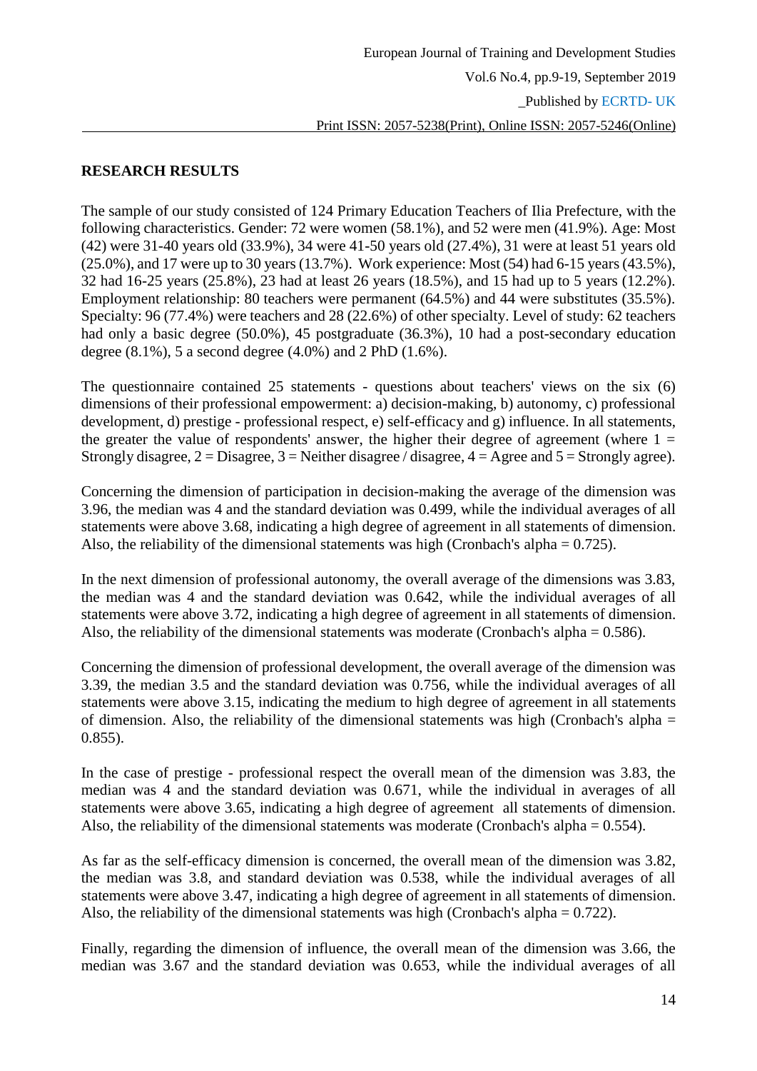## RESEARCH RESULTS

The sample of our study consisted of 124 Primary Education Teachers of Ilia Prefecture, with the following characteristics. Gender: 72 were women (58.1%), and 52 were men (41.9%). Age: Most (42) were 31-40 years old (33.9%), 34 were 41-50 years old (27.4%), 31 were at least 51 years old (25.0%), and 17 were up to 30 years (13.7%). Work experience: Most (54) had 6-15 years (43.5%), 32 had 16-25 years (25.8%), 23 had at least 26 years (18.5%), and 15 had up to 5 years (12.2%). Employment relationship: 80 teachers were permanent (64.5%) and 44 were substitutes (35.5%). Specialty: 96 (77.4%) were teachers and 28 (22.6%) of other specialty. Level of study: 62 teachers had only a basic degree (50.0%), 45 postgraduate (36.3%), 10 had a post-secondary education degree (8.1%), 5 a second degree (4.0%) and 2 PhD (1.6%).

The questionnaire contained 25 statements - questions about teachers' views on the six (6) dimensions of their professional empowerment: a) decision-making, b) autonomy, c) professional development, d) prestige - professional respect, e) self-efficacy and g) influence. In all statements, the greater the value of respondents' answer, the higher their degree of agreement (where 1 = Strongly disagree, 2 = Disagree, 3 = Neither disagree / disagree, 4 = Agree and 5 = Strongly agree).

Concerning the dimension of participation in decision-making the average of the dimension was 3.96, the median was 4 and the standard deviation was 0.499, while the individual averages of all statements were above 3.68, indicating a high degree of agreement in all statements of dimension. Also, the reliability of the dimensional statements was high (Cronbach's alpha = 0.725).

In the next dimension of professional autonomy, the overall average of the dimensions was 3.83, the median was 4 and the standard deviation was 0.642, while the individual averages of all statements were above 3.72, indicating a high degree of agreement in all statements of dimension. Also, the reliability of the dimensional statements was moderate (Cronbach's alpha = 0.586).

Concerning the dimension of professional development, the overall average of the dimension was 3.39, the median 3.5 and the standard deviation was 0.756, while the individual averages of all statements were above 3.15, indicating the medium to high degree of agreement in all statements of dimension. Also, the reliability of the dimensional statements was high (Cronbach's alpha = 0.855).

In the case of prestige - professional respect the overall mean of the dimension was 3.83, the median was 4 and the standard deviation was 0.671, while the individual in averages of all statements were above 3.65, indicating a high degree of agreement all statements of dimension. Also, the reliability of the dimensional statements was moderate (Cronbach's alpha = 0.554).

As far as the self-efficacy dimension is concerned, the overall mean of the dimension was 3.82, the median was 3.8, and standard deviation was 0.538, while the individual averages of all statements were above 3.47, indicating a high degree of agreement in all statements of dimension. Also, the reliability of the dimensional statements was high (Cronbach's alpha = 0.722).

Finally, regarding the dimension of influence, the overall mean of the dimension was 3.66, the median was 3.67 and the standard deviation was 0.653, while the individual averages of all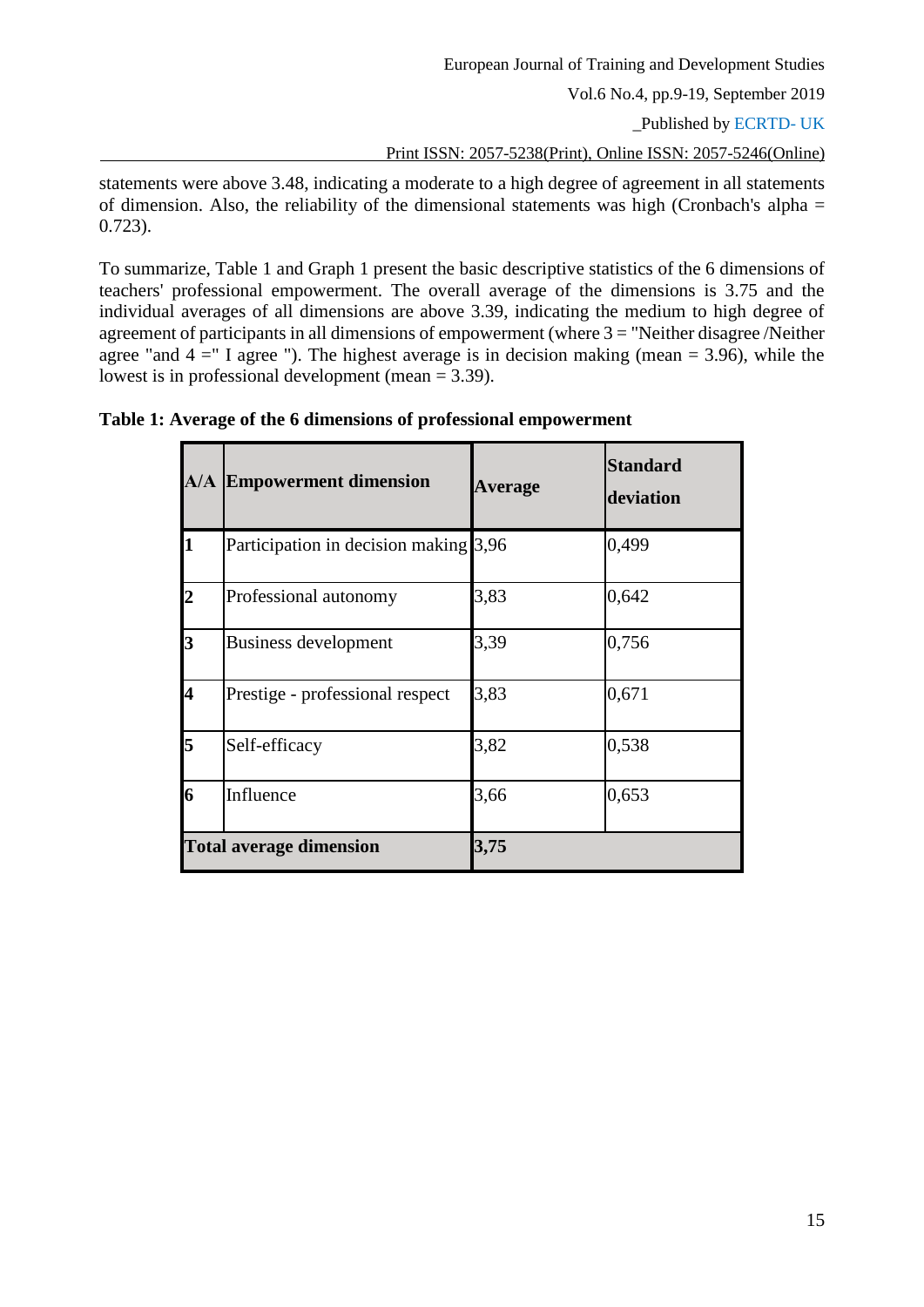statements were above 3.48, indicating a moderate to a high degree of agreement in all statements of dimension. Also, the reliability of the dimensional statements was high (Cronbach's alpha = 0.723).

To summarize, Table 1 and Graph 1 present the basic descriptive statistics of the 6 dimensions of teachers' professional empowerment. The overall average of the dimensions is 3.75 and the individual averages of all dimensions are above 3.39, indicating the medium to high degree of agreement of participants in all dimensions of empowerment (where 3 = "Neither disagree /Neither agree "and 4 =" I agree "). The highest average is in decision making (mean = 3.96), while the lowest is in professional development (mean = 3.39).

**Table 1: Average of the 6 dimensions of professional empowerment**

| A/A | Empowerment dimension | Average | Standard deviation |
|---|---|---|---|
| **1** | Participation in decision making | 3,96 | 0,499 |
| **2** | Professional autonomy | 3,83 | 0,642 |
| **3** | Business development | 3,39 | 0,756 |
| **4** | Prestige - professional respect | 3,83 | 0,671 |
| **5** | Self-efficacy | 3,82 | 0,538 |
| **6** | Influence | 3,66 | 0,653 |
| **Total average dimension** | | **3,75** | |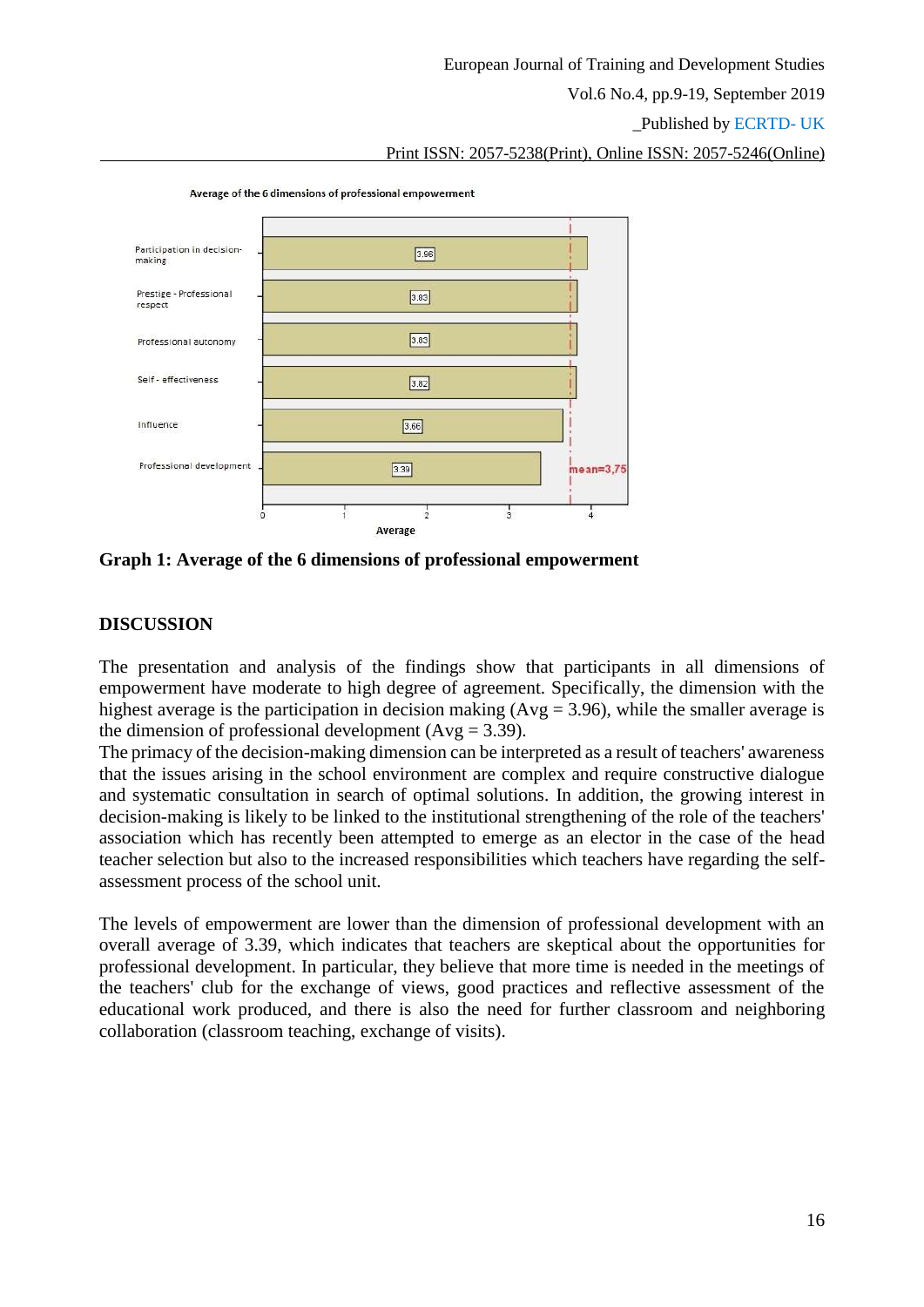**Graph 1: Average of the 6 dimensions of professional empowerment**

## DISCUSSION

The presentation and analysis of the findings show that participants in all dimensions of empowerment have moderate to high degree of agreement. Specifically, the dimension with the highest average is the participation in decision making (Avg = 3.96), while the smaller average is the dimension of professional development (Avg = 3.39).

The primacy of the decision-making dimension can be interpreted as a result of teachers' awareness that the issues arising in the school environment are complex and require constructive dialogue and systematic consultation in search of optimal solutions. In addition, the growing interest in decision-making is likely to be linked to the institutional strengthening of the role of the teachers' association which has recently been attempted to emerge as an elector in the case of the head teacher selection but also to the increased responsibilities which teachers have regarding the self-assessment process of the school unit.

The levels of empowerment are lower than the dimension of professional development with an overall average of 3.39, which indicates that teachers are skeptical about the opportunities for professional development. In particular, they believe that more time is needed in the meetings of the teachers' club for the exchange of views, good practices and reflective assessment of the educational work produced, and there is also the need for further classroom and neighboring collaboration (classroom teaching, exchange of visits).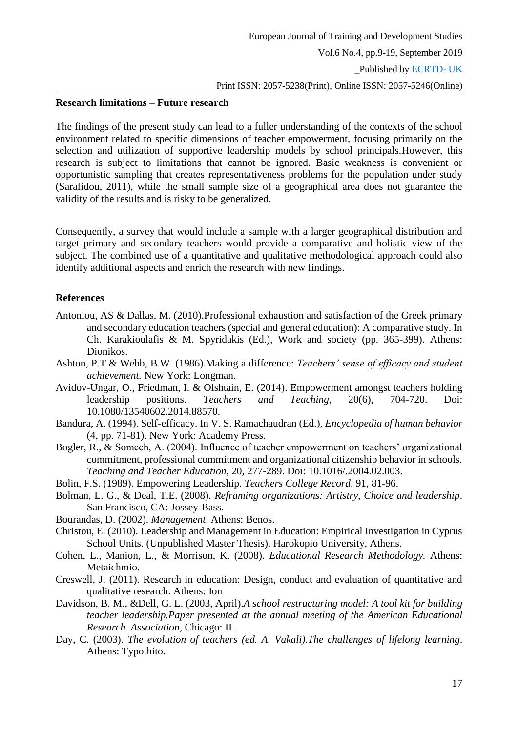**Research limitations – Future research**

The findings of the present study can lead to a fuller understanding of the contexts of the school environment related to specific dimensions of teacher empowerment, focusing primarily on the selection and utilization of supportive leadership models by school principals.However, this research is subject to limitations that cannot be ignored. Basic weakness is convenient or opportunistic sampling that creates representativeness problems for the population under study (Sarafidou, 2011), while the small sample size of a geographical area does not guarantee the validity of the results and is risky to be generalized.

Consequently, a survey that would include a sample with a larger geographical distribution and target primary and secondary teachers would provide a comparative and holistic view of the subject. The combined use of a quantitative and qualitative methodological approach could also identify additional aspects and enrich the research with new findings.

**References**

Antoniou, AS & Dallas, M. (2010).Professional exhaustion and satisfaction of the Greek primary and secondary education teachers (special and general education): A comparative study. In Ch. Karakioulafis & M. Spyridakis (Ed.), Work and society (pp. 365-399). Athens: Dionikos.

Ashton, P.T & Webb, B.W. (1986).Making a difference: *Teachers' sense of efficacy and student achievement.* New York: Longman.

Avidov-Ungar, O., Friedman, I. & Olshtain, E. (2014). Empowerment amongst teachers holding leadership positions. *Teachers and Teaching*, 20(6), 704-720. Doi: 10.1080/13540602.2014.88570.

Bandura, A. (1994). Self-efficacy. In V. S. Ramachaudran (Ed.), *Encyclopedia of human behavior* (4, pp. 71-81). New York: Academy Press.

Bogler, R., & Somech, A. (2004). Influence of teacher empowerment on teachers' organizational commitment, professional commitment and organizational citizenship behavior in schools. *Teaching and Teacher Education,* 20, 277-289. Doi: 10.1016/.2004.02.003.

Bolin, F.S. (1989). Empowering Leadership. *Teachers College Record,* 91, 81-96.

Bolman, L. G., & Deal, T.E. (2008). *Reframing organizations: Artistry, Choice and leadership*. San Francisco, CA: Jossey-Bass.

Bourandas, D. (2002). *Management*. Athens: Benos.

Christou, E. (2010). Leadership and Management in Education: Empirical Investigation in Cyprus School Units. (Unpublished Master Thesis). Harokopio University, Athens.

Cohen, L., Manion, L., & Morrison, K. (2008). *Educational Research Methodology.* Athens: Metaichmio.

Creswell, J. (2011). Research in education: Design, conduct and evaluation of quantitative and qualitative research. Athens: Ion

Davidson, B. M., &Dell, G. L. (2003, April).*A school restructuring model: A tool kit for building teacher leadership.Paper presented at the annual meeting of the American Educational Research Association*, Chicago: IL.

Day, C. (2003). *The evolution of teachers (ed. A. Vakali).The challenges of lifelong learning*. Athens: Typothito.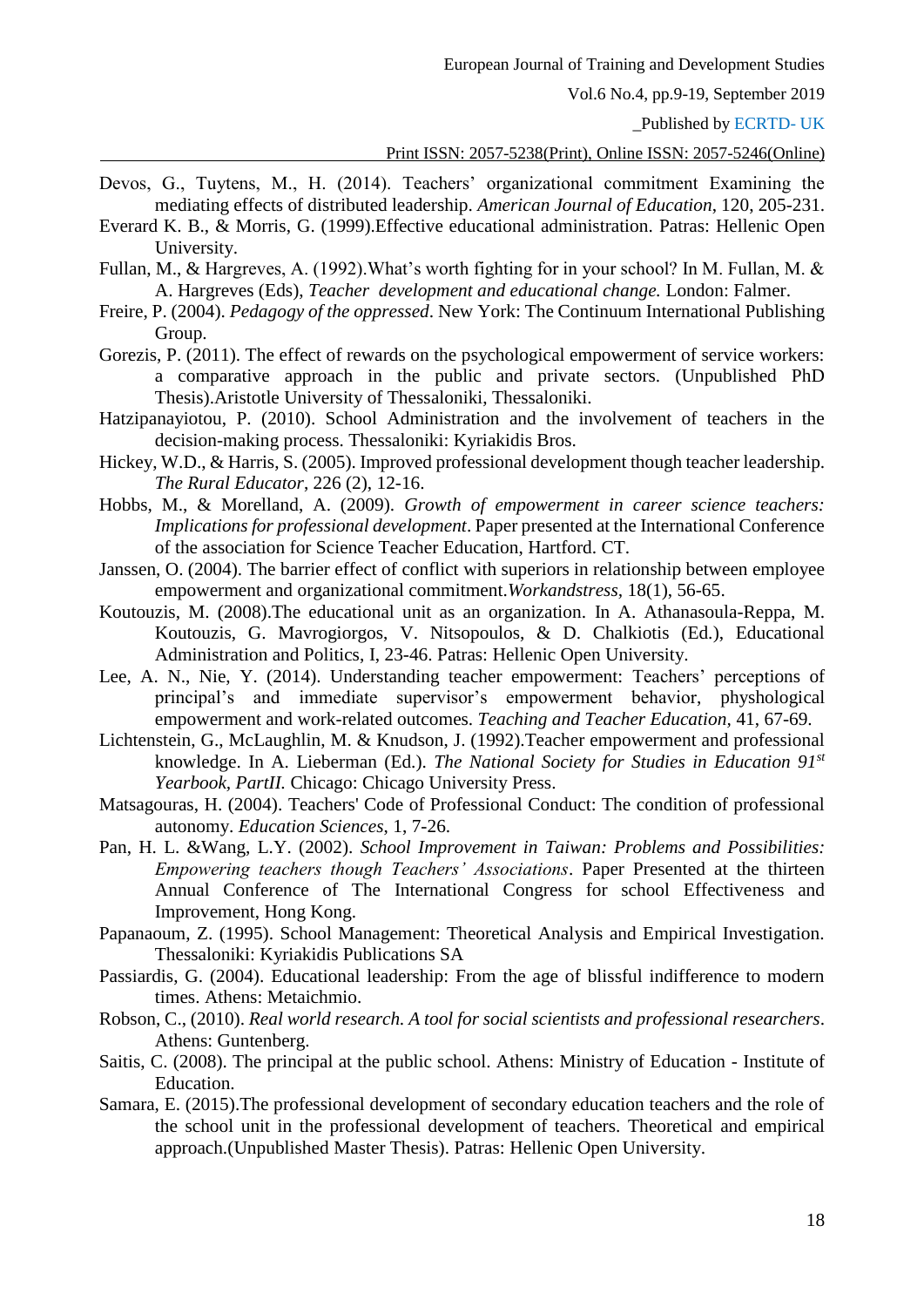Devos, G., Tuytens, M., H. (2014). Teachers' organizational commitment Examining the mediating effects of distributed leadership. *American Journal of Education*, 120, 205-231.

Everard K. B., & Morris, G. (1999).Effective educational administration. Patras: Hellenic Open University.

Fullan, M., & Hargreves, A. (1992).What's worth fighting for in your school? In M. Fullan, M. & A. Hargreves (Eds), *Teacher development and educational change.* London: Falmer.

Freire, P. (2004). *Pedagogy of the oppressed*. New York: The Continuum International Publishing Group.

Gorezis, P. (2011). The effect of rewards on the psychological empowerment of service workers: a comparative approach in the public and private sectors. (Unpublished PhD Thesis).Aristotle University of Thessaloniki, Thessaloniki.

Hatzipanayiotou, P. (2010). School Administration and the involvement of teachers in the decision-making process. Thessaloniki: Kyriakidis Bros.

Hickey, W.D., & Harris, S. (2005). Improved professional development though teacher leadership. *The Rural Educator*, 226 (2), 12-16.

Hobbs, M., & Morelland, A. (2009). *Growth of empowerment in career science teachers: Implications for professional development*. Paper presented at the International Conference of the association for Science Teacher Education, Hartford. CT.

Janssen, O. (2004). The barrier effect of conflict with superiors in relationship between employee empowerment and organizational commitment.*Workandstress*, 18(1), 56-65.

Koutouzis, M. (2008).The educational unit as an organization. In A. Athanasoula-Reppa, M. Koutouzis, G. Mavrogiorgos, V. Nitsopoulos, & D. Chalkiotis (Ed.), Educational Administration and Politics, I, 23-46. Patras: Hellenic Open University.

Lee, A. N., Nie, Y. (2014). Understanding teacher empowerment: Teachers' perceptions of principal's and immediate supervisor's empowerment behavior, physhological empowerment and work-related outcomes. *Teaching and Teacher Education,* 41, 67-69.

Lichtenstein, G., McLaughlin, M. & Knudson, J. (1992).Teacher empowerment and professional knowledge. In A. Lieberman (Ed.). *The National Society for Studies in Education 91st Yearbook, PartII.* Chicago: Chicago University Press.

Matsagouras, H. (2004). Teachers' Code of Professional Conduct: The condition of professional autonomy. *Education Sciences*, 1, 7-26.

Pan, H. L. &Wang, L.Y. (2002). *School Improvement in Taiwan: Problems and Possibilities: Empowering teachers though Teachers' Associations*. Paper Presented at the thirteen Annual Conference of The International Congress for school Effectiveness and Improvement, Hong Kong.

Papanaoum, Z. (1995). School Management: Theoretical Analysis and Empirical Investigation. Thessaloniki: Kyriakidis Publications SA

Passiardis, G. (2004). Educational leadership: From the age of blissful indifference to modern times. Athens: Metaichmio.

Robson, C., (2010). *Real world research. A tool for social scientists and professional researchers*. Athens: Guntenberg.

Saitis, C. (2008). The principal at the public school. Athens: Ministry of Education - Institute of Education.

Samara, E. (2015).The professional development of secondary education teachers and the role of the school unit in the professional development of teachers. Theoretical and empirical approach.(Unpublished Master Thesis). Patras: Hellenic Open University.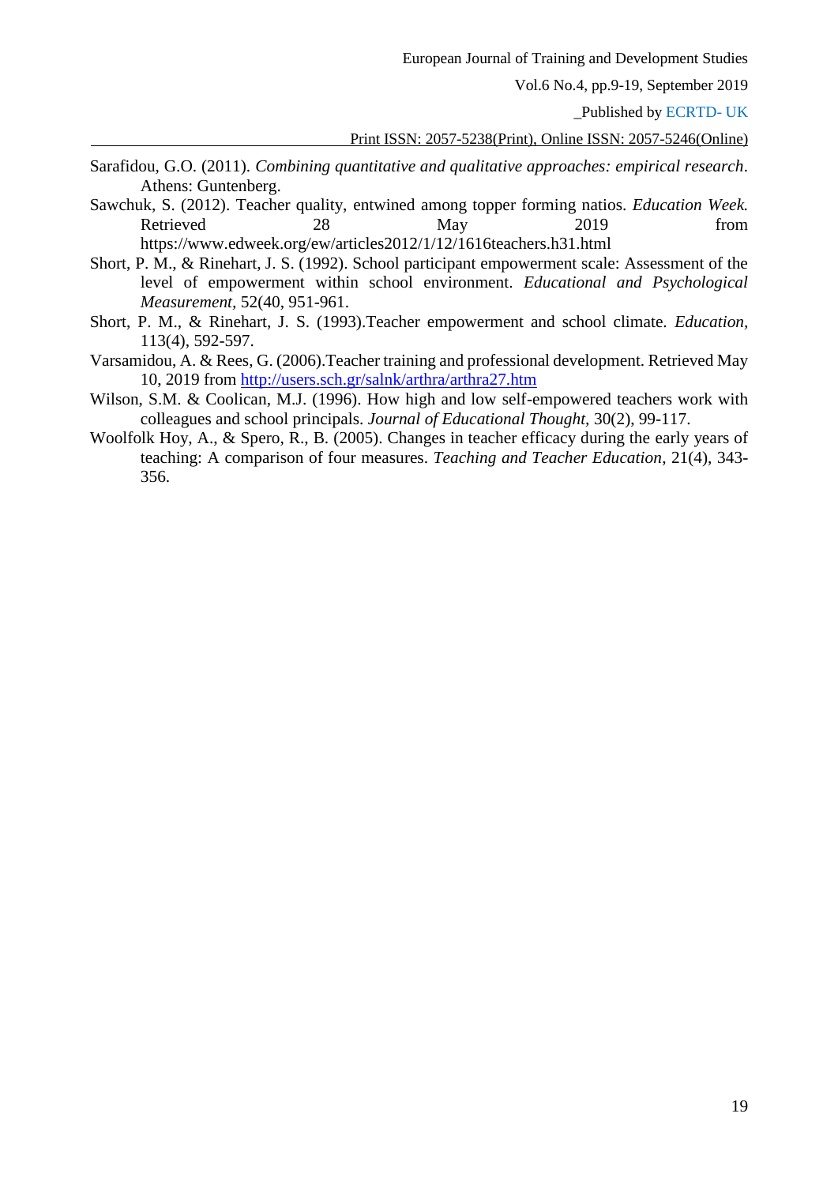Sarafidou, G.O. (2011). *Combining quantitative and qualitative approaches: empirical research*. Athens: Guntenberg.

Sawchuk, S. (2012). Teacher quality, entwined among topper forming natios. *Education Week.* Retrieved 28 May 2019 from https://www.edweek.org/ew/articles2012/1/12/1616teachers.h31.html

Short, P. M., & Rinehart, J. S. (1992). School participant empowerment scale: Assessment of the level of empowerment within school environment. *Educational and Psychological Measurement*, 52(40, 951-961.

Short, P. M., & Rinehart, J. S. (1993).Teacher empowerment and school climate. *Education*, 113(4), 592-597.

Varsamidou, A. & Rees, G. (2006).Teacher training and professional development. Retrieved May 10, 2019 from http://users.sch.gr/salnk/arthra/arthra27.htm

Wilson, S.M. & Coolican, M.J. (1996). How high and low self-empowered teachers work with colleagues and school principals. *Journal of Educational Thought*, 30(2), 99-117.

Woolfolk Hoy, A., & Spero, R., B. (2005). Changes in teacher efficacy during the early years of teaching: A comparison of four measures. *Teaching and Teacher Education*, 21(4), 343-356.